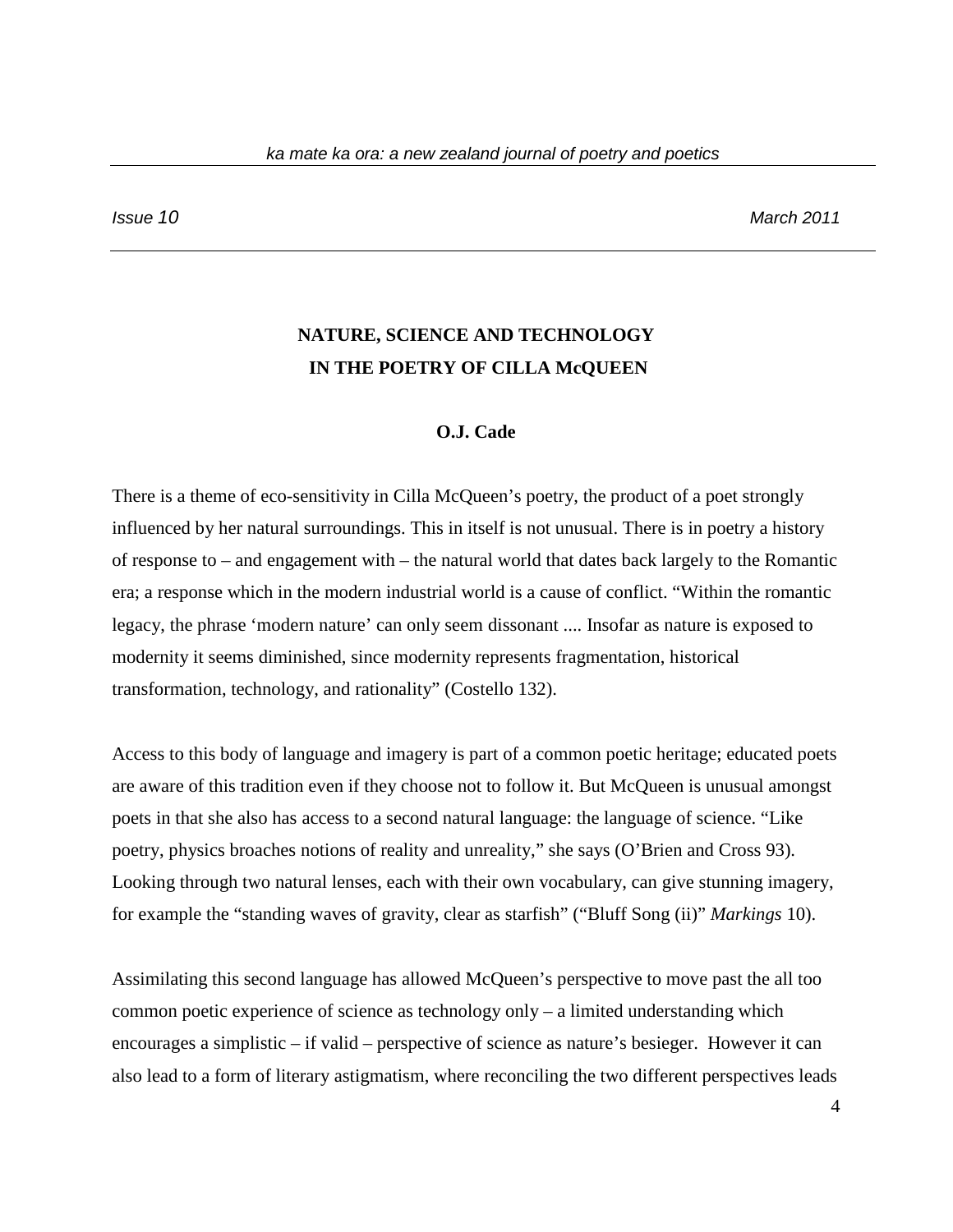# NATURE, SCIENCE AND TECHNOLOGY IN THE POETRY OF CILLA McQUEEN

**O.J. Cade**

There is a theme of eco-sensitivity in Cilla McQueen's poetry, the product of a poet strongly influenced by her natural surroundings. This in itself is not unusual. There is in poetry a history of response to – and engagement with – the natural world that dates back largely to the Romantic era; a response which in the modern industrial world is a cause of conflict. "Within the romantic legacy, the phrase 'modern nature' can only seem dissonant .... Insofar as nature is exposed to modernity it seems diminished, since modernity represents fragmentation, historical transformation, technology, and rationality" (Costello 132).

Access to this body of language and imagery is part of a common poetic heritage; educated poets are aware of this tradition even if they choose not to follow it. But McQueen is unusual amongst poets in that she also has access to a second natural language: the language of science. "Like poetry, physics broaches notions of reality and unreality," she says (O'Brien and Cross 93). Looking through two natural lenses, each with their own vocabulary, can give stunning imagery, for example the "standing waves of gravity, clear as starfish" ("Bluff Song (ii)" *Markings* 10).

Assimilating this second language has allowed McQueen's perspective to move past the all too common poetic experience of science as technology only – a limited understanding which encourages a simplistic – if valid – perspective of science as nature's besieger. However it can also lead to a form of literary astigmatism, where reconciling the two different perspectives leads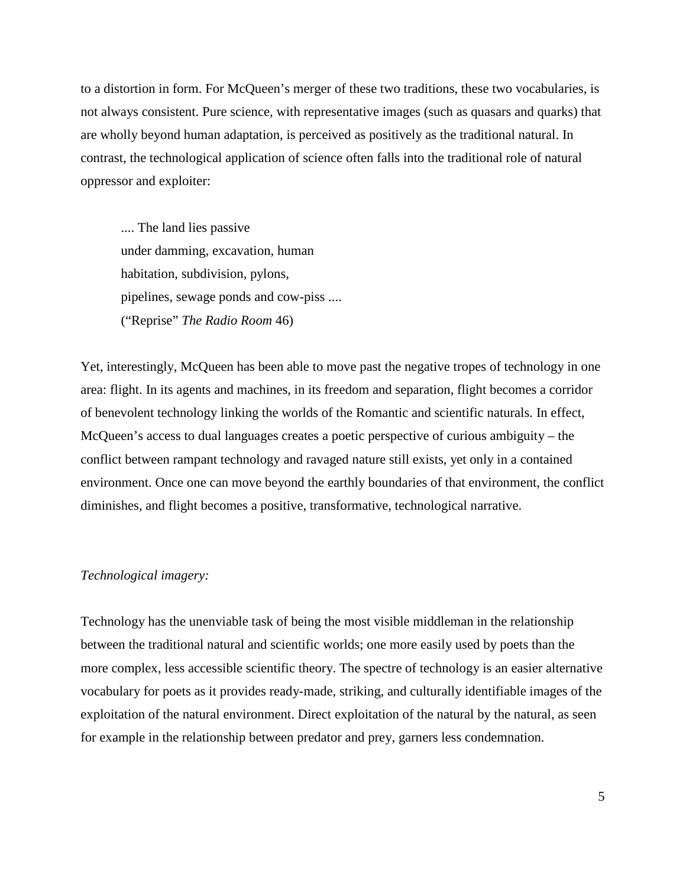to a distortion in form. For McQueen's merger of these two traditions, these two vocabularies, is not always consistent. Pure science, with representative images (such as quasars and quarks) that are wholly beyond human adaptation, is perceived as positively as the traditional natural. In contrast, the technological application of science often falls into the traditional role of natural oppressor and exploiter:

> .... The land lies passive
> under damming, excavation, human
> habitation, subdivision, pylons,
> pipelines, sewage ponds and cow-piss ....
> ("Reprise" *The Radio Room* 46)

Yet, interestingly, McQueen has been able to move past the negative tropes of technology in one area: flight. In its agents and machines, in its freedom and separation, flight becomes a corridor of benevolent technology linking the worlds of the Romantic and scientific naturals. In effect, McQueen's access to dual languages creates a poetic perspective of curious ambiguity – the conflict between rampant technology and ravaged nature still exists, yet only in a contained environment. Once one can move beyond the earthly boundaries of that environment, the conflict diminishes, and flight becomes a positive, transformative, technological narrative.

*Technological imagery:*

Technology has the unenviable task of being the most visible middleman in the relationship between the traditional natural and scientific worlds; one more easily used by poets than the more complex, less accessible scientific theory. The spectre of technology is an easier alternative vocabulary for poets as it provides ready-made, striking, and culturally identifiable images of the exploitation of the natural environment. Direct exploitation of the natural by the natural, as seen for example in the relationship between predator and prey, garners less condemnation.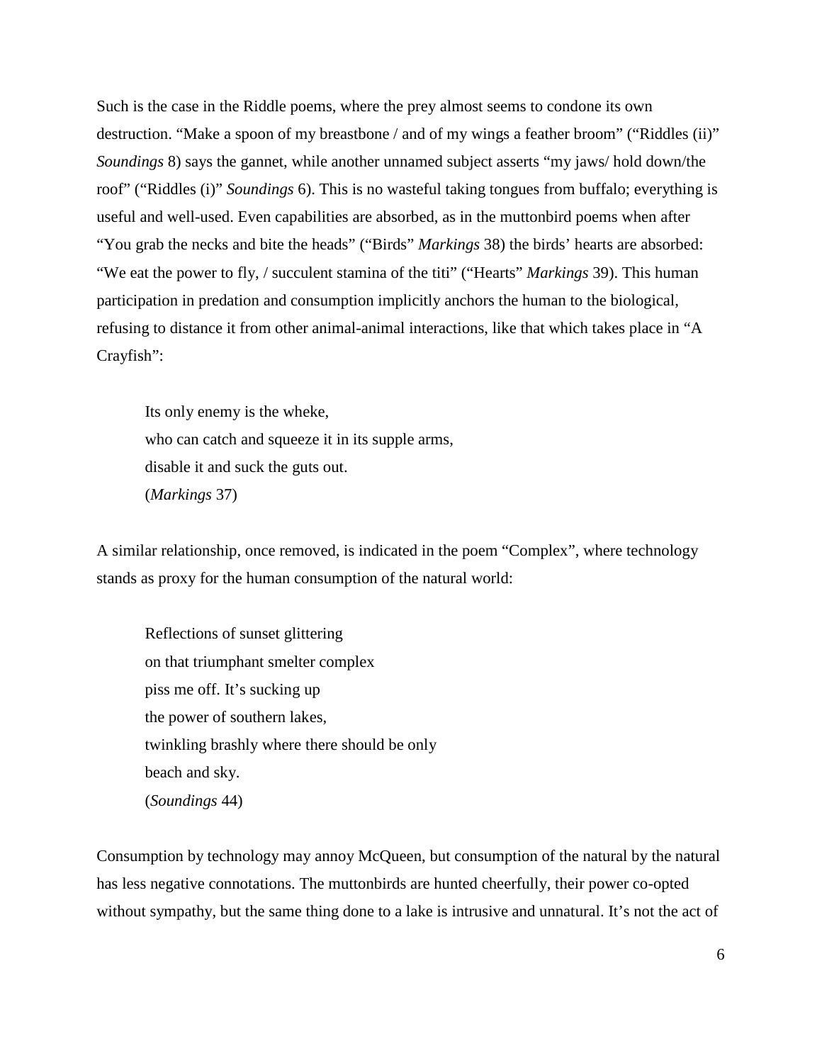Such is the case in the Riddle poems, where the prey almost seems to condone its own destruction. "Make a spoon of my breastbone / and of my wings a feather broom" ("Riddles (ii)" *Soundings* 8) says the gannet, while another unnamed subject asserts "my jaws/ hold down/the roof" ("Riddles (i)" *Soundings* 6). This is no wasteful taking tongues from buffalo; everything is useful and well-used. Even capabilities are absorbed, as in the muttonbird poems when after "You grab the necks and bite the heads" ("Birds" *Markings* 38) the birds' hearts are absorbed: "We eat the power to fly, / succulent stamina of the titi" ("Hearts" *Markings* 39). This human participation in predation and consumption implicitly anchors the human to the biological, refusing to distance it from other animal-animal interactions, like that which takes place in "A Crayfish":

> Its only enemy is the wheke,
> who can catch and squeeze it in its supple arms,
> disable it and suck the guts out.
> (*Markings* 37)

A similar relationship, once removed, is indicated in the poem "Complex", where technology stands as proxy for the human consumption of the natural world:

> Reflections of sunset glittering
> on that triumphant smelter complex
> piss me off. It's sucking up
> the power of southern lakes,
> twinkling brashly where there should be only
> beach and sky.
> (*Soundings* 44)

Consumption by technology may annoy McQueen, but consumption of the natural by the natural has less negative connotations. The muttonbirds are hunted cheerfully, their power co-opted without sympathy, but the same thing done to a lake is intrusive and unnatural. It's not the act of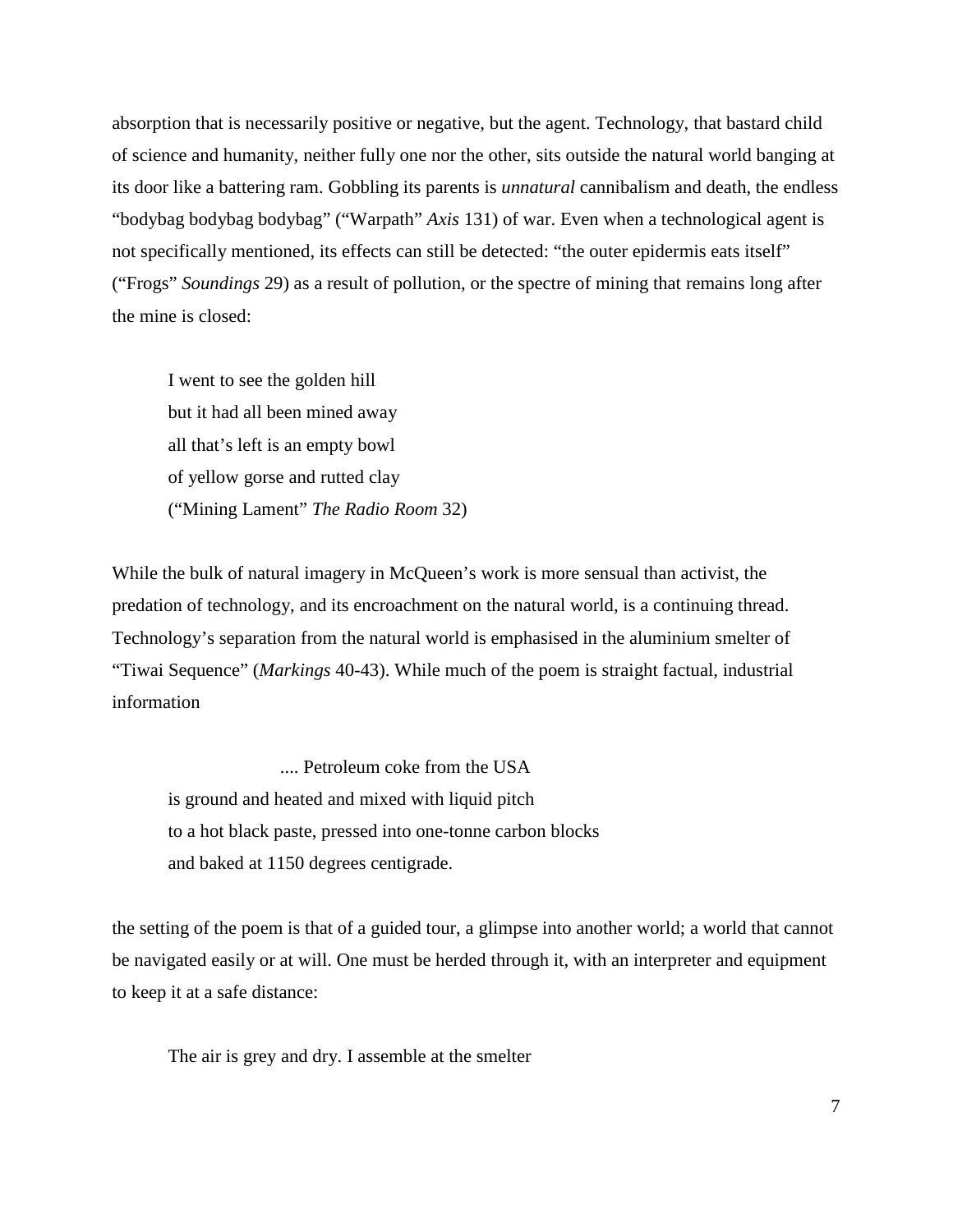absorption that is necessarily positive or negative, but the agent. Technology, that bastard child of science and humanity, neither fully one nor the other, sits outside the natural world banging at its door like a battering ram. Gobbling its parents is *unnatural* cannibalism and death, the endless "bodybag bodybag bodybag" ("Warpath" *Axis* 131) of war. Even when a technological agent is not specifically mentioned, its effects can still be detected: "the outer epidermis eats itself" ("Frogs" *Soundings* 29) as a result of pollution, or the spectre of mining that remains long after the mine is closed:

> I went to see the golden hill
> but it had all been mined away
> all that's left is an empty bowl
> of yellow gorse and rutted clay
> ("Mining Lament" *The Radio Room* 32)

While the bulk of natural imagery in McQueen's work is more sensual than activist, the predation of technology, and its encroachment on the natural world, is a continuing thread. Technology's separation from the natural world is emphasised in the aluminium smelter of "Tiwai Sequence" (*Markings* 40-43). While much of the poem is straight factual, industrial information

> .... Petroleum coke from the USA
> is ground and heated and mixed with liquid pitch
> to a hot black paste, pressed into one-tonne carbon blocks
> and baked at 1150 degrees centigrade.

the setting of the poem is that of a guided tour, a glimpse into another world; a world that cannot be navigated easily or at will. One must be herded through it, with an interpreter and equipment to keep it at a safe distance:

> The air is grey and dry. I assemble at the smelter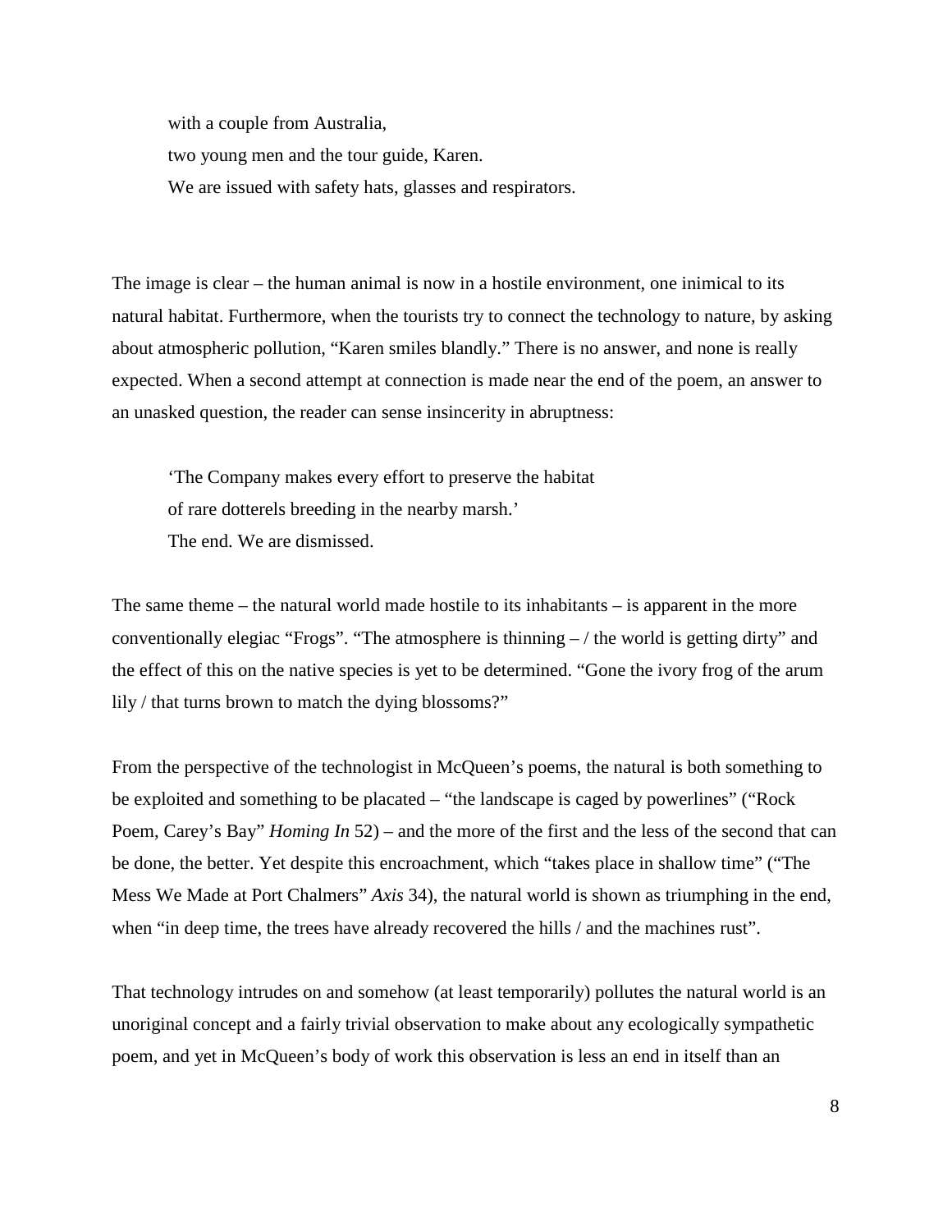> with a couple from Australia,
> two young men and the tour guide, Karen.
> We are issued with safety hats, glasses and respirators.

The image is clear – the human animal is now in a hostile environment, one inimical to its natural habitat. Furthermore, when the tourists try to connect the technology to nature, by asking about atmospheric pollution, "Karen smiles blandly." There is no answer, and none is really expected. When a second attempt at connection is made near the end of the poem, an answer to an unasked question, the reader can sense insincerity in abruptness:

> 'The Company makes every effort to preserve the habitat
> of rare dotterels breeding in the nearby marsh.'
> The end. We are dismissed.

The same theme – the natural world made hostile to its inhabitants – is apparent in the more conventionally elegiac "Frogs". "The atmosphere is thinning – / the world is getting dirty" and the effect of this on the native species is yet to be determined. "Gone the ivory frog of the arum lily / that turns brown to match the dying blossoms?"

From the perspective of the technologist in McQueen's poems, the natural is both something to be exploited and something to be placated – "the landscape is caged by powerlines" ("Rock Poem, Carey's Bay" *Homing In* 52) – and the more of the first and the less of the second that can be done, the better. Yet despite this encroachment, which "takes place in shallow time" ("The Mess We Made at Port Chalmers" *Axis* 34), the natural world is shown as triumphing in the end, when "in deep time, the trees have already recovered the hills / and the machines rust".

That technology intrudes on and somehow (at least temporarily) pollutes the natural world is an unoriginal concept and a fairly trivial observation to make about any ecologically sympathetic poem, and yet in McQueen's body of work this observation is less an end in itself than an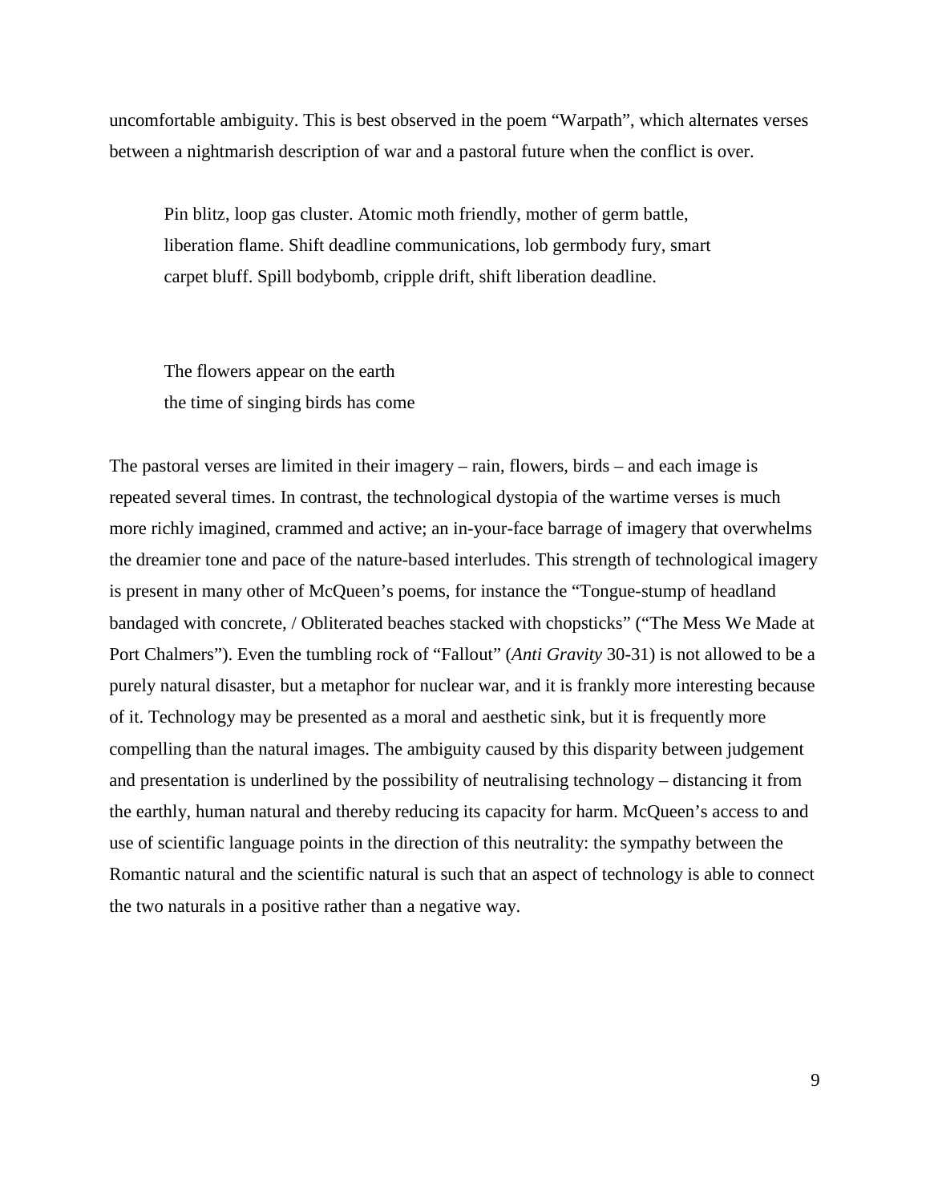uncomfortable ambiguity. This is best observed in the poem "Warpath", which alternates verses between a nightmarish description of war and a pastoral future when the conflict is over.

> Pin blitz, loop gas cluster. Atomic moth friendly, mother of germ battle,
> liberation flame. Shift deadline communications, lob germbody fury, smart
> carpet bluff. Spill bodybomb, cripple drift, shift liberation deadline.

> The flowers appear on the earth
> the time of singing birds has come

The pastoral verses are limited in their imagery – rain, flowers, birds – and each image is repeated several times. In contrast, the technological dystopia of the wartime verses is much more richly imagined, crammed and active; an in-your-face barrage of imagery that overwhelms the dreamier tone and pace of the nature-based interludes. This strength of technological imagery is present in many other of McQueen's poems, for instance the "Tongue-stump of headland bandaged with concrete, / Obliterated beaches stacked with chopsticks" ("The Mess We Made at Port Chalmers"). Even the tumbling rock of "Fallout" (*Anti Gravity* 30-31) is not allowed to be a purely natural disaster, but a metaphor for nuclear war, and it is frankly more interesting because of it. Technology may be presented as a moral and aesthetic sink, but it is frequently more compelling than the natural images. The ambiguity caused by this disparity between judgement and presentation is underlined by the possibility of neutralising technology – distancing it from the earthly, human natural and thereby reducing its capacity for harm. McQueen's access to and use of scientific language points in the direction of this neutrality: the sympathy between the Romantic natural and the scientific natural is such that an aspect of technology is able to connect the two naturals in a positive rather than a negative way.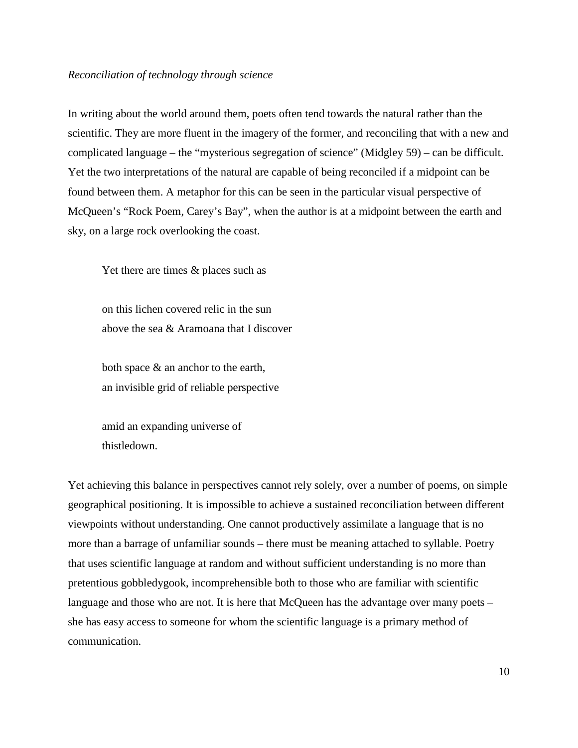*Reconciliation of technology through science*

In writing about the world around them, poets often tend towards the natural rather than the scientific. They are more fluent in the imagery of the former, and reconciling that with a new and complicated language – the "mysterious segregation of science" (Midgley 59) – can be difficult. Yet the two interpretations of the natural are capable of being reconciled if a midpoint can be found between them. A metaphor for this can be seen in the particular visual perspective of McQueen's "Rock Poem, Carey's Bay", when the author is at a midpoint between the earth and sky, on a large rock overlooking the coast.

> Yet there are times & places such as
>
> on this lichen covered relic in the sun
> above the sea & Aramoana that I discover
>
> both space & an anchor to the earth,
> an invisible grid of reliable perspective
>
> amid an expanding universe of
> thistledown.

Yet achieving this balance in perspectives cannot rely solely, over a number of poems, on simple geographical positioning. It is impossible to achieve a sustained reconciliation between different viewpoints without understanding. One cannot productively assimilate a language that is no more than a barrage of unfamiliar sounds – there must be meaning attached to syllable. Poetry that uses scientific language at random and without sufficient understanding is no more than pretentious gobbledygook, incomprehensible both to those who are familiar with scientific language and those who are not. It is here that McQueen has the advantage over many poets – she has easy access to someone for whom the scientific language is a primary method of communication.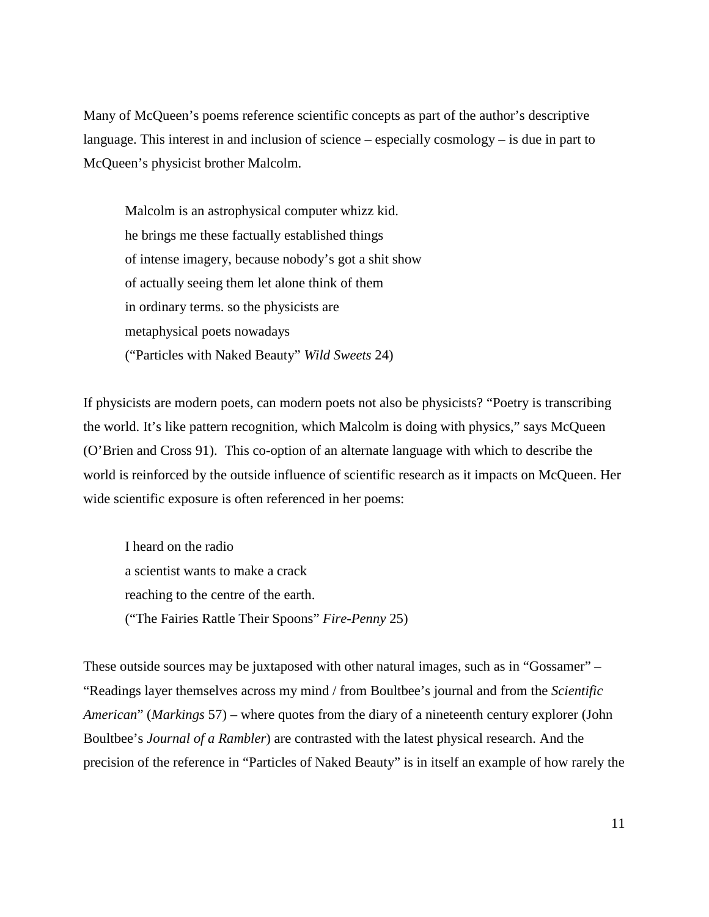Many of McQueen's poems reference scientific concepts as part of the author's descriptive language. This interest in and inclusion of science – especially cosmology – is due in part to McQueen's physicist brother Malcolm.

> Malcolm is an astrophysical computer whizz kid.
> he brings me these factually established things
> of intense imagery, because nobody's got a shit show
> of actually seeing them let alone think of them
> in ordinary terms. so the physicists are
> metaphysical poets nowadays
> ("Particles with Naked Beauty" *Wild Sweets* 24)

If physicists are modern poets, can modern poets not also be physicists? "Poetry is transcribing the world. It's like pattern recognition, which Malcolm is doing with physics," says McQueen (O'Brien and Cross 91). This co-option of an alternate language with which to describe the world is reinforced by the outside influence of scientific research as it impacts on McQueen. Her wide scientific exposure is often referenced in her poems:

> I heard on the radio
> a scientist wants to make a crack
> reaching to the centre of the earth.
> ("The Fairies Rattle Their Spoons" *Fire-Penny* 25)

These outside sources may be juxtaposed with other natural images, such as in "Gossamer" – "Readings layer themselves across my mind / from Boultbee's journal and from the *Scientific American*" (*Markings* 57) – where quotes from the diary of a nineteenth century explorer (John Boultbee's *Journal of a Rambler*) are contrasted with the latest physical research. And the precision of the reference in "Particles of Naked Beauty" is in itself an example of how rarely the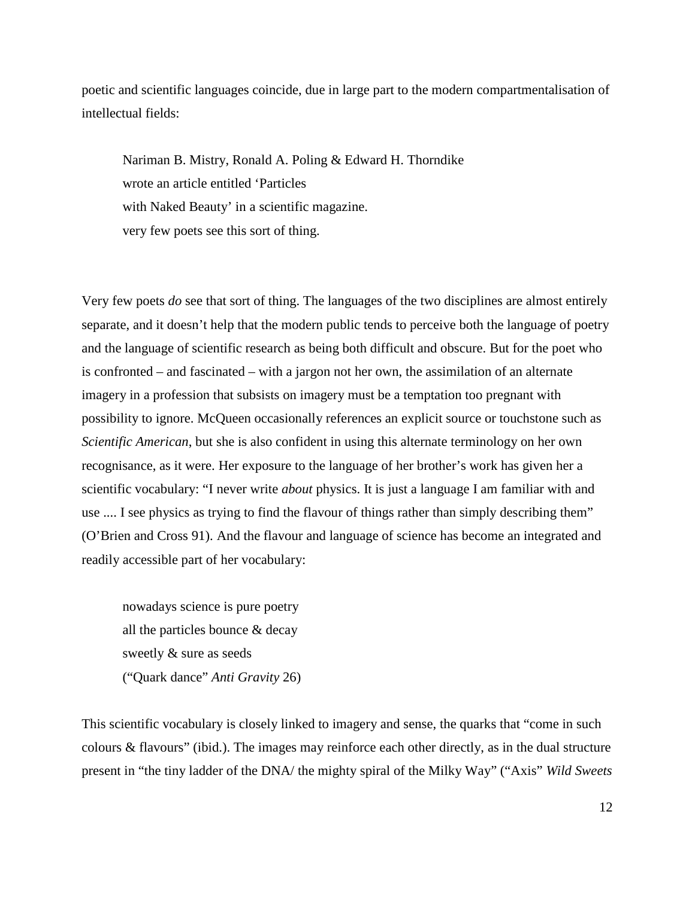poetic and scientific languages coincide, due in large part to the modern compartmentalisation of intellectual fields:

> Nariman B. Mistry, Ronald A. Poling & Edward H. Thorndike  
> wrote an article entitled 'Particles  
> with Naked Beauty' in a scientific magazine.  
> very few poets see this sort of thing.

Very few poets *do* see that sort of thing. The languages of the two disciplines are almost entirely separate, and it doesn't help that the modern public tends to perceive both the language of poetry and the language of scientific research as being both difficult and obscure. But for the poet who is confronted – and fascinated – with a jargon not her own, the assimilation of an alternate imagery in a profession that subsists on imagery must be a temptation too pregnant with possibility to ignore. McQueen occasionally references an explicit source or touchstone such as *Scientific American*, but she is also confident in using this alternate terminology on her own recognisance, as it were. Her exposure to the language of her brother's work has given her a scientific vocabulary: "I never write *about* physics. It is just a language I am familiar with and use .... I see physics as trying to find the flavour of things rather than simply describing them" (O'Brien and Cross 91). And the flavour and language of science has become an integrated and readily accessible part of her vocabulary:

> nowadays science is pure poetry  
> all the particles bounce & decay  
> sweetly & sure as seeds  
> ("Quark dance" *Anti Gravity* 26)

This scientific vocabulary is closely linked to imagery and sense, the quarks that "come in such colours & flavours" (ibid.). The images may reinforce each other directly, as in the dual structure present in "the tiny ladder of the DNA/ the mighty spiral of the Milky Way" ("Axis" *Wild Sweets*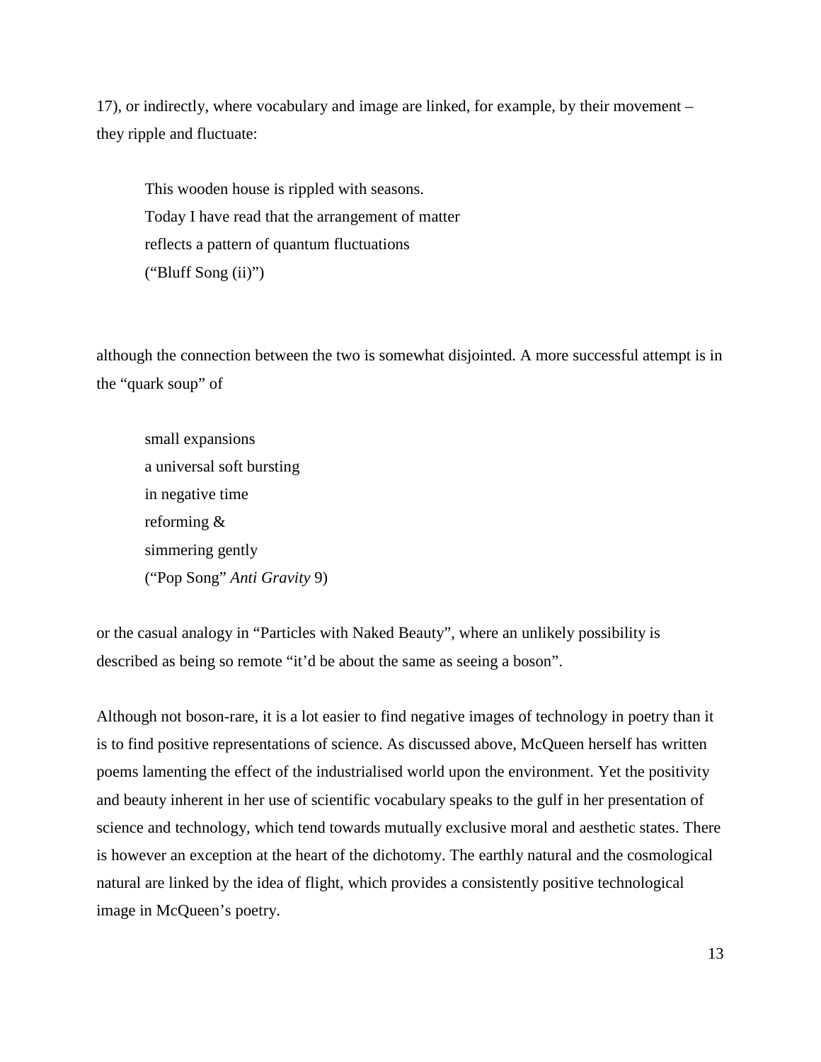17), or indirectly, where vocabulary and image are linked, for example, by their movement – they ripple and fluctuate:

> This wooden house is rippled with seasons.
> Today I have read that the arrangement of matter
> reflects a pattern of quantum fluctuations
> ("Bluff Song (ii)")

although the connection between the two is somewhat disjointed. A more successful attempt is in the "quark soup" of

> small expansions
> a universal soft bursting
> in negative time
> reforming &
> simmering gently
> ("Pop Song" *Anti Gravity* 9)

or the casual analogy in "Particles with Naked Beauty", where an unlikely possibility is described as being so remote "it'd be about the same as seeing a boson".

Although not boson-rare, it is a lot easier to find negative images of technology in poetry than it is to find positive representations of science. As discussed above, McQueen herself has written poems lamenting the effect of the industrialised world upon the environment. Yet the positivity and beauty inherent in her use of scientific vocabulary speaks to the gulf in her presentation of science and technology, which tend towards mutually exclusive moral and aesthetic states. There is however an exception at the heart of the dichotomy. The earthly natural and the cosmological natural are linked by the idea of flight, which provides a consistently positive technological image in McQueen's poetry.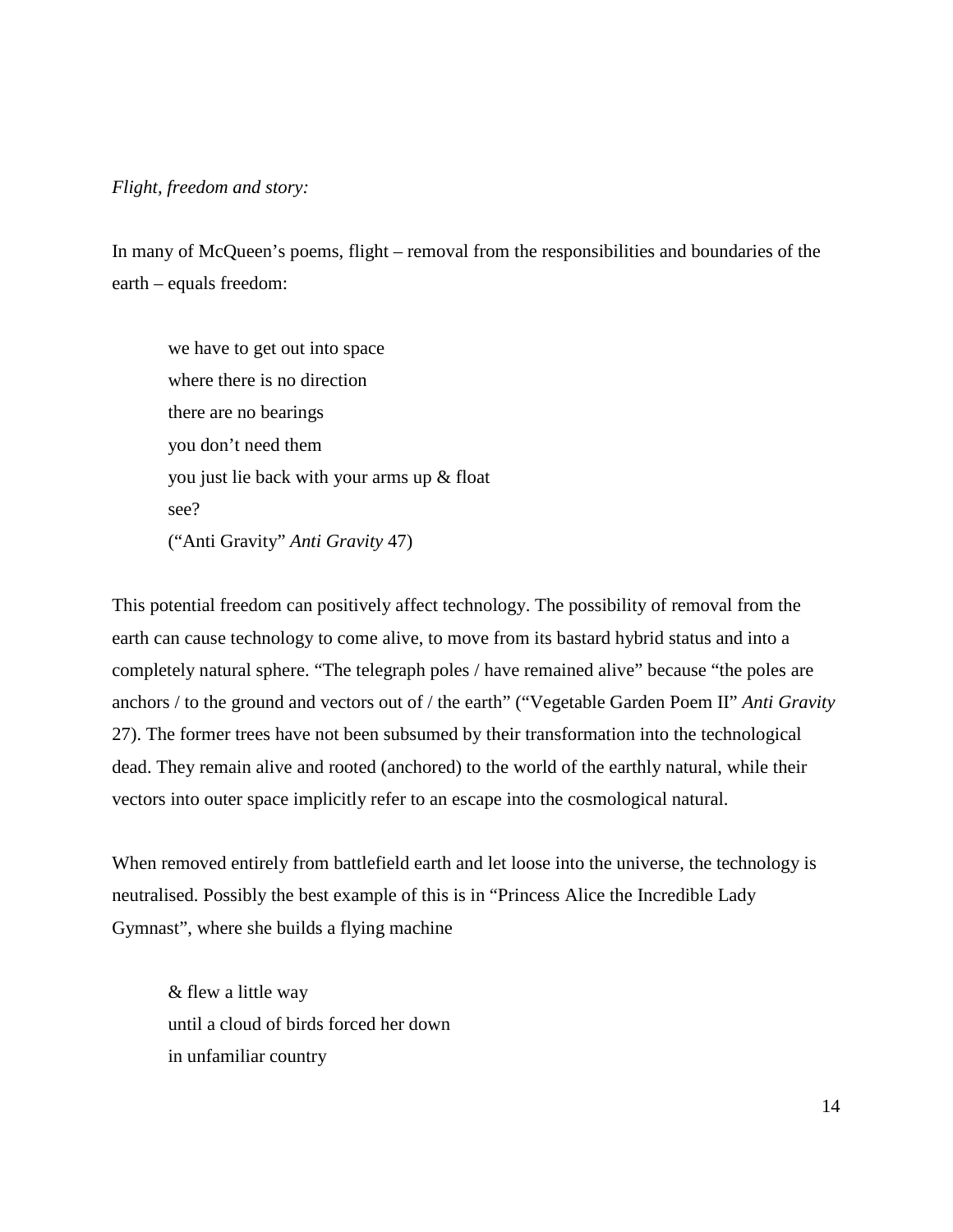*Flight, freedom and story:*

In many of McQueen's poems, flight – removal from the responsibilities and boundaries of the earth – equals freedom:

> we have to get out into space
> where there is no direction
> there are no bearings
> you don't need them
> you just lie back with your arms up & float
> see?
> ("Anti Gravity" *Anti Gravity* 47)

This potential freedom can positively affect technology. The possibility of removal from the earth can cause technology to come alive, to move from its bastard hybrid status and into a completely natural sphere. "The telegraph poles / have remained alive" because "the poles are anchors / to the ground and vectors out of / the earth" ("Vegetable Garden Poem II" *Anti Gravity* 27). The former trees have not been subsumed by their transformation into the technological dead. They remain alive and rooted (anchored) to the world of the earthly natural, while their vectors into outer space implicitly refer to an escape into the cosmological natural.

When removed entirely from battlefield earth and let loose into the universe, the technology is neutralised. Possibly the best example of this is in "Princess Alice the Incredible Lady Gymnast", where she builds a flying machine

> & flew a little way
> until a cloud of birds forced her down
> in unfamiliar country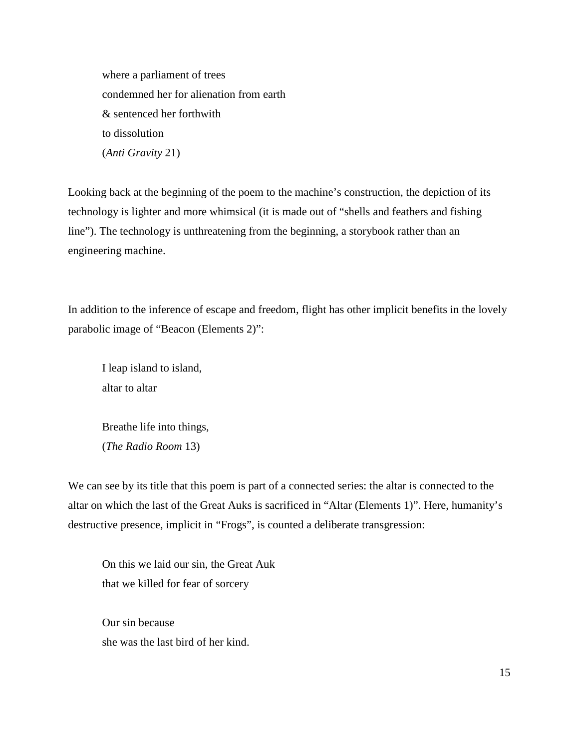where a parliament of trees  
condemned her for alienation from earth  
& sentenced her forthwith  
to dissolution  
(*Anti Gravity* 21)

Looking back at the beginning of the poem to the machine's construction, the depiction of its technology is lighter and more whimsical (it is made out of "shells and feathers and fishing line"). The technology is unthreatening from the beginning, a storybook rather than an engineering machine.

In addition to the inference of escape and freedom, flight has other implicit benefits in the lovely parabolic image of "Beacon (Elements 2)":

I leap island to island,  
altar to altar

Breathe life into things,  
(*The Radio Room* 13)

We can see by its title that this poem is part of a connected series: the altar is connected to the altar on which the last of the Great Auks is sacrificed in "Altar (Elements 1)". Here, humanity's destructive presence, implicit in "Frogs", is counted a deliberate transgression:

On this we laid our sin, the Great Auk  
that we killed for fear of sorcery

Our sin because  
she was the last bird of her kind.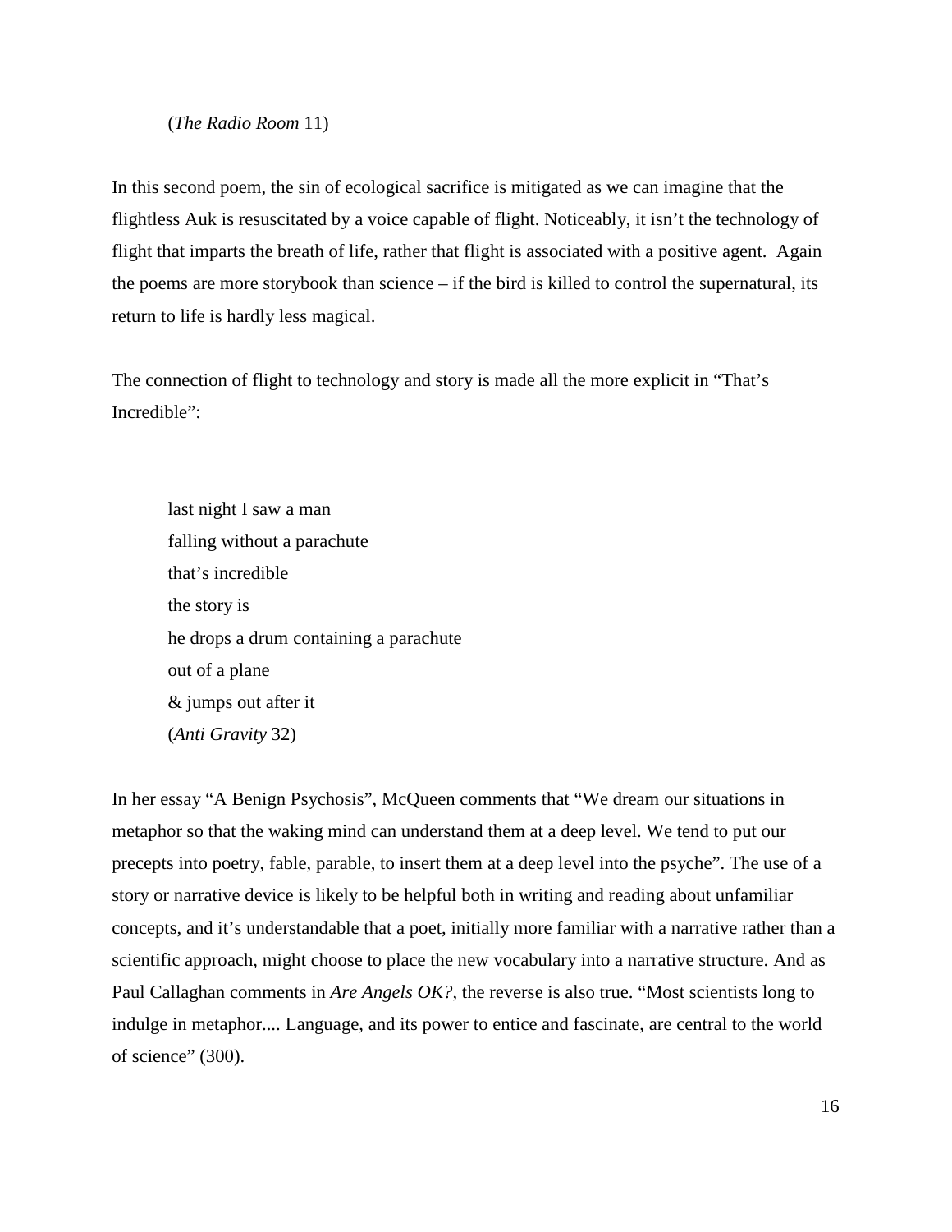(*The Radio Room* 11)

In this second poem, the sin of ecological sacrifice is mitigated as we can imagine that the flightless Auk is resuscitated by a voice capable of flight. Noticeably, it isn't the technology of flight that imparts the breath of life, rather that flight is associated with a positive agent. Again the poems are more storybook than science – if the bird is killed to control the supernatural, its return to life is hardly less magical.

The connection of flight to technology and story is made all the more explicit in "That's Incredible":

> last night I saw a man
> falling without a parachute
> that's incredible
> the story is
> he drops a drum containing a parachute
> out of a plane
> & jumps out after it
> (*Anti Gravity* 32)

In her essay "A Benign Psychosis", McQueen comments that "We dream our situations in metaphor so that the waking mind can understand them at a deep level. We tend to put our precepts into poetry, fable, parable, to insert them at a deep level into the psyche". The use of a story or narrative device is likely to be helpful both in writing and reading about unfamiliar concepts, and it's understandable that a poet, initially more familiar with a narrative rather than a scientific approach, might choose to place the new vocabulary into a narrative structure. And as Paul Callaghan comments in *Are Angels OK?*, the reverse is also true. "Most scientists long to indulge in metaphor.... Language, and its power to entice and fascinate, are central to the world of science" (300).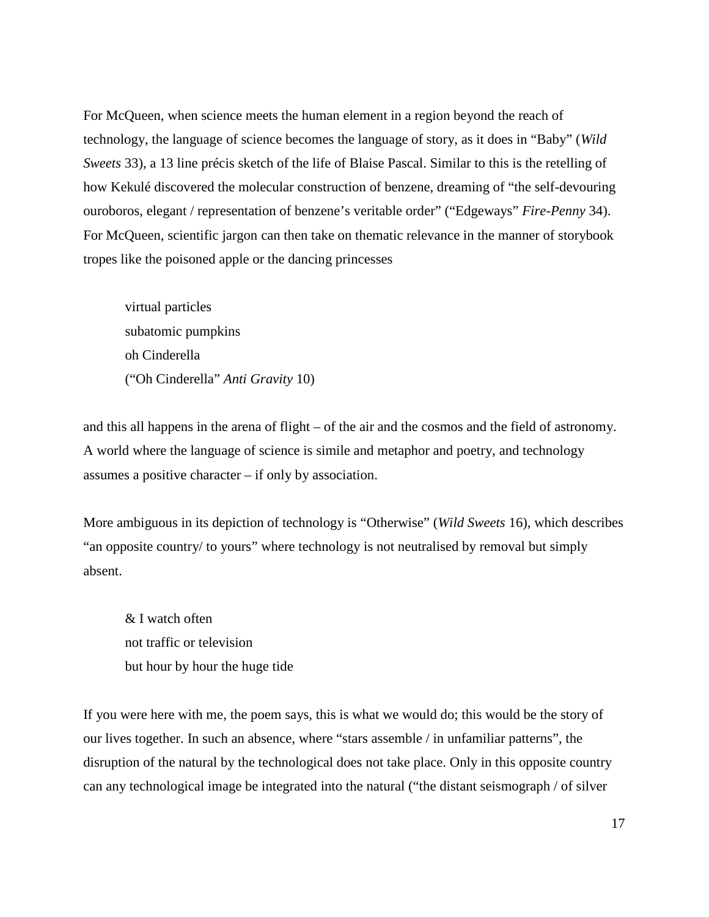For McQueen, when science meets the human element in a region beyond the reach of technology, the language of science becomes the language of story, as it does in "Baby" (*Wild Sweets* 33), a 13 line précis sketch of the life of Blaise Pascal. Similar to this is the retelling of how Kekulé discovered the molecular construction of benzene, dreaming of "the self-devouring ouroboros, elegant / representation of benzene's veritable order" ("Edgeways" *Fire-Penny* 34). For McQueen, scientific jargon can then take on thematic relevance in the manner of storybook tropes like the poisoned apple or the dancing princesses

> virtual particles
> subatomic pumpkins
> oh Cinderella
> ("Oh Cinderella" *Anti Gravity* 10)

and this all happens in the arena of flight – of the air and the cosmos and the field of astronomy. A world where the language of science is simile and metaphor and poetry, and technology assumes a positive character – if only by association.

More ambiguous in its depiction of technology is "Otherwise" (*Wild Sweets* 16), which describes "an opposite country/ to yours" where technology is not neutralised by removal but simply absent.

> & I watch often
> not traffic or television
> but hour by hour the huge tide

If you were here with me, the poem says, this is what we would do; this would be the story of our lives together. In such an absence, where "stars assemble / in unfamiliar patterns", the disruption of the natural by the technological does not take place. Only in this opposite country can any technological image be integrated into the natural ("the distant seismograph / of silver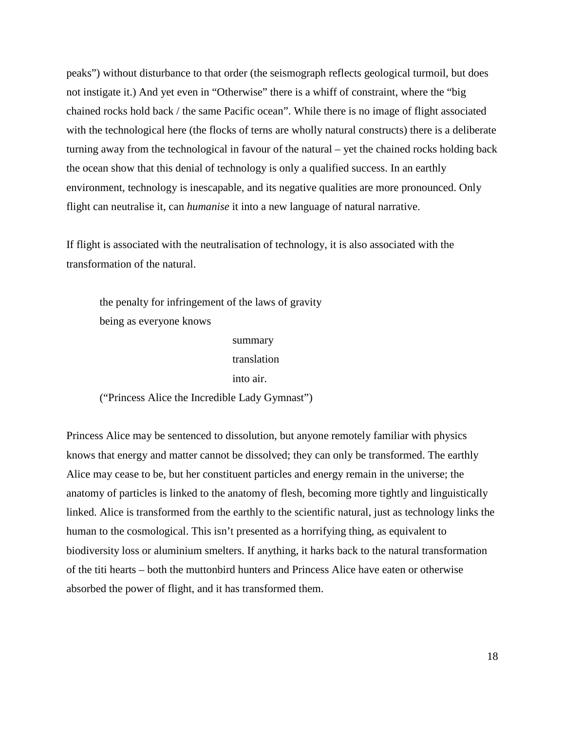peaks") without disturbance to that order (the seismograph reflects geological turmoil, but does not instigate it.) And yet even in "Otherwise" there is a whiff of constraint, where the "big chained rocks hold back / the same Pacific ocean". While there is no image of flight associated with the technological here (the flocks of terns are wholly natural constructs) there is a deliberate turning away from the technological in favour of the natural – yet the chained rocks holding back the ocean show that this denial of technology is only a qualified success. In an earthly environment, technology is inescapable, and its negative qualities are more pronounced. Only flight can neutralise it, can *humanise* it into a new language of natural narrative.

If flight is associated with the neutralisation of technology, it is also associated with the transformation of the natural.

> the penalty for infringement of the laws of gravity
> being as everyone knows
>
> summary
> translation
> into air.
>
> ("Princess Alice the Incredible Lady Gymnast")

Princess Alice may be sentenced to dissolution, but anyone remotely familiar with physics knows that energy and matter cannot be dissolved; they can only be transformed. The earthly Alice may cease to be, but her constituent particles and energy remain in the universe; the anatomy of particles is linked to the anatomy of flesh, becoming more tightly and linguistically linked. Alice is transformed from the earthly to the scientific natural, just as technology links the human to the cosmological. This isn't presented as a horrifying thing, as equivalent to biodiversity loss or aluminium smelters. If anything, it harks back to the natural transformation of the titi hearts – both the muttonbird hunters and Princess Alice have eaten or otherwise absorbed the power of flight, and it has transformed them.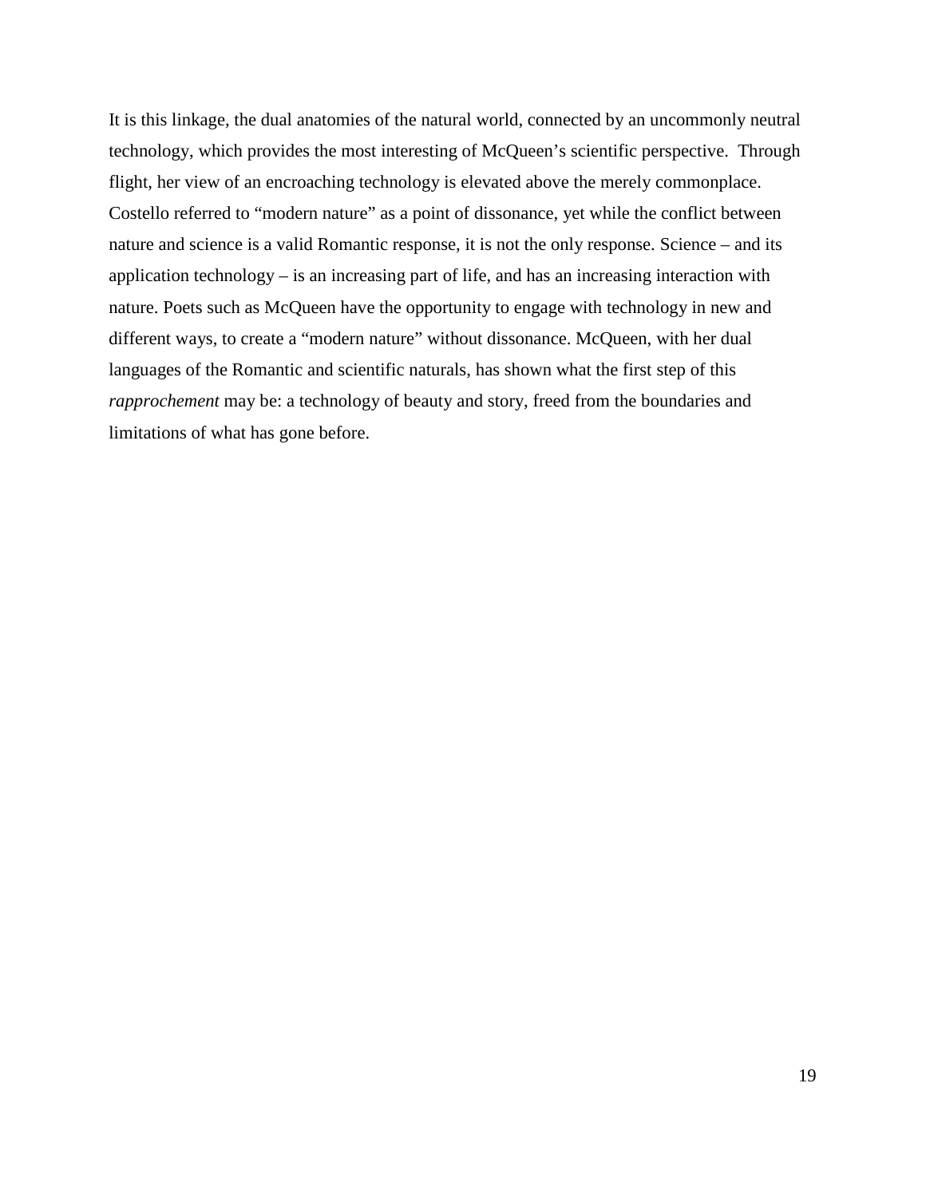It is this linkage, the dual anatomies of the natural world, connected by an uncommonly neutral technology, which provides the most interesting of McQueen's scientific perspective. Through flight, her view of an encroaching technology is elevated above the merely commonplace. Costello referred to "modern nature" as a point of dissonance, yet while the conflict between nature and science is a valid Romantic response, it is not the only response. Science – and its application technology – is an increasing part of life, and has an increasing interaction with nature. Poets such as McQueen have the opportunity to engage with technology in new and different ways, to create a "modern nature" without dissonance. McQueen, with her dual languages of the Romantic and scientific naturals, has shown what the first step of this *rapprochement* may be: a technology of beauty and story, freed from the boundaries and limitations of what has gone before.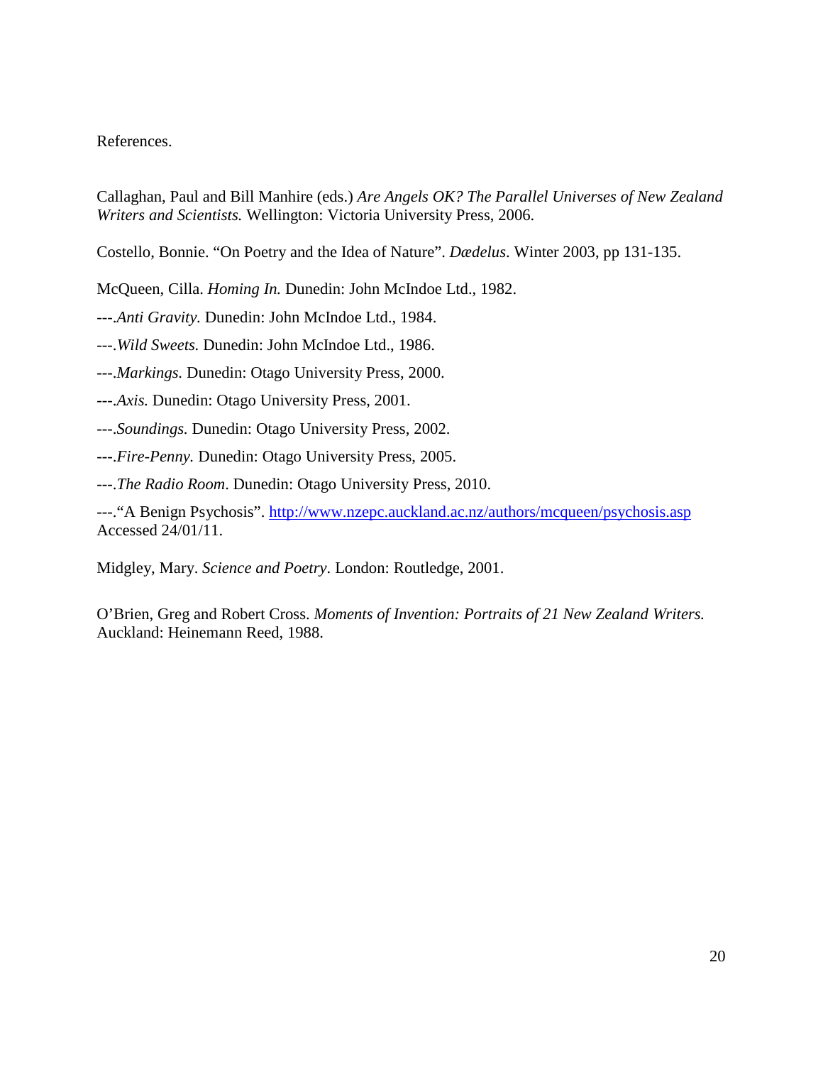References.

Callaghan, Paul and Bill Manhire (eds.) *Are Angels OK? The Parallel Universes of New Zealand Writers and Scientists.* Wellington: Victoria University Press, 2006.

Costello, Bonnie. "On Poetry and the Idea of Nature". *Dædelus*. Winter 2003, pp 131-135.

McQueen, Cilla. *Homing In.* Dunedin: John McIndoe Ltd., 1982.

---.*Anti Gravity.* Dunedin: John McIndoe Ltd., 1984.

---.*Wild Sweets.* Dunedin: John McIndoe Ltd., 1986.

---.*Markings.* Dunedin: Otago University Press, 2000.

---.*Axis.* Dunedin: Otago University Press, 2001.

---.*Soundings.* Dunedin: Otago University Press, 2002.

---.*Fire-Penny.* Dunedin: Otago University Press, 2005.

---.*The Radio Room*. Dunedin: Otago University Press, 2010.

---."A Benign Psychosis". http://www.nzepc.auckland.ac.nz/authors/mcqueen/psychosis.asp Accessed 24/01/11.

Midgley, Mary. *Science and Poetry*. London: Routledge, 2001.

O'Brien, Greg and Robert Cross. *Moments of Invention: Portraits of 21 New Zealand Writers.* Auckland: Heinemann Reed, 1988.